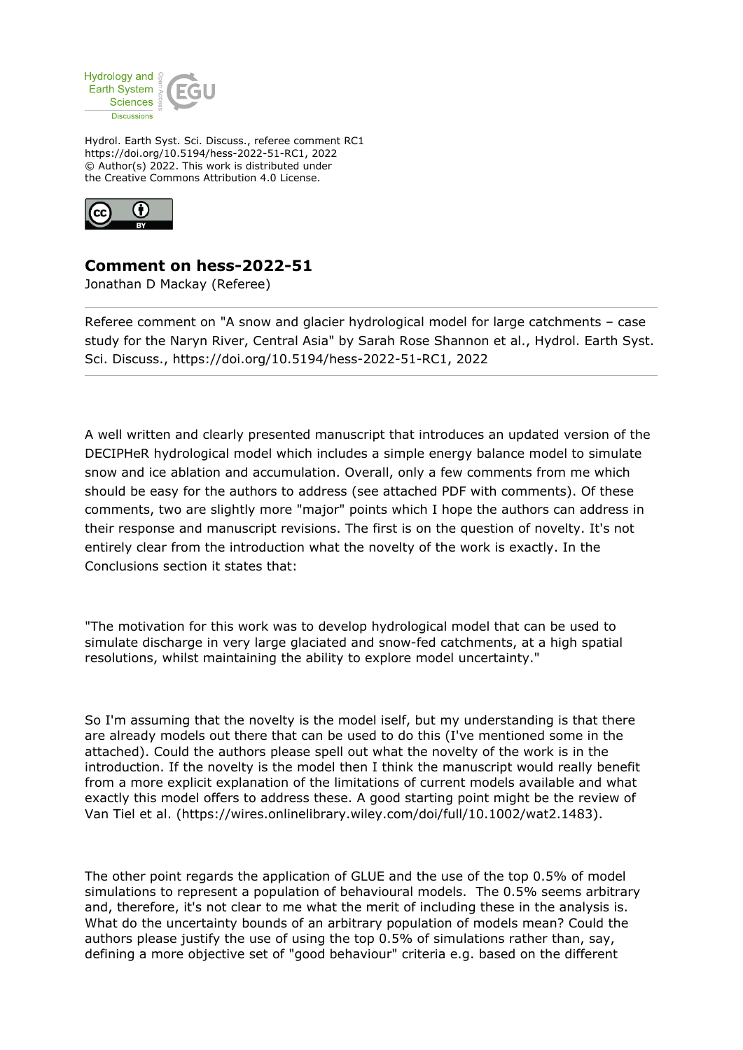Hydrol. Earth Syst. Sci. Discuss., referee comment RC1
https://doi.org/10.5194/hess-2022-51-RC1, 2022
© Author(s) 2022. This work is distributed under
the Creative Commons Attribution 4.0 License.

## Comment on hess-2022-51

Jonathan D Mackay (Referee)

Referee comment on "A snow and glacier hydrological model for large catchments – case study for the Naryn River, Central Asia" by Sarah Rose Shannon et al., Hydrol. Earth Syst. Sci. Discuss., https://doi.org/10.5194/hess-2022-51-RC1, 2022

A well written and clearly presented manuscript that introduces an updated version of the DECIPHeR hydrological model which includes a simple energy balance model to simulate snow and ice ablation and accumulation. Overall, only a few comments from me which should be easy for the authors to address (see attached PDF with comments). Of these comments, two are slightly more "major" points which I hope the authors can address in their response and manuscript revisions. The first is on the question of novelty. It's not entirely clear from the introduction what the novelty of the work is exactly. In the Conclusions section it states that:

"The motivation for this work was to develop hydrological model that can be used to simulate discharge in very large glaciated and snow-fed catchments, at a high spatial resolutions, whilst maintaining the ability to explore model uncertainty."

So I'm assuming that the novelty is the model iself, but my understanding is that there are already models out there that can be used to do this (I've mentioned some in the attached). Could the authors please spell out what the novelty of the work is in the introduction. If the novelty is the model then I think the manuscript would really benefit from a more explicit explanation of the limitations of current models available and what exactly this model offers to address these. A good starting point might be the review of Van Tiel et al. (https://wires.onlinelibrary.wiley.com/doi/full/10.1002/wat2.1483).

The other point regards the application of GLUE and the use of the top 0.5% of model simulations to represent a population of behavioural models. The 0.5% seems arbitrary and, therefore, it's not clear to me what the merit of including these in the analysis is. What do the uncertainty bounds of an arbitrary population of models mean? Could the authors please justify the use of using the top 0.5% of simulations rather than, say, defining a more objective set of "good behaviour" criteria e.g. based on the different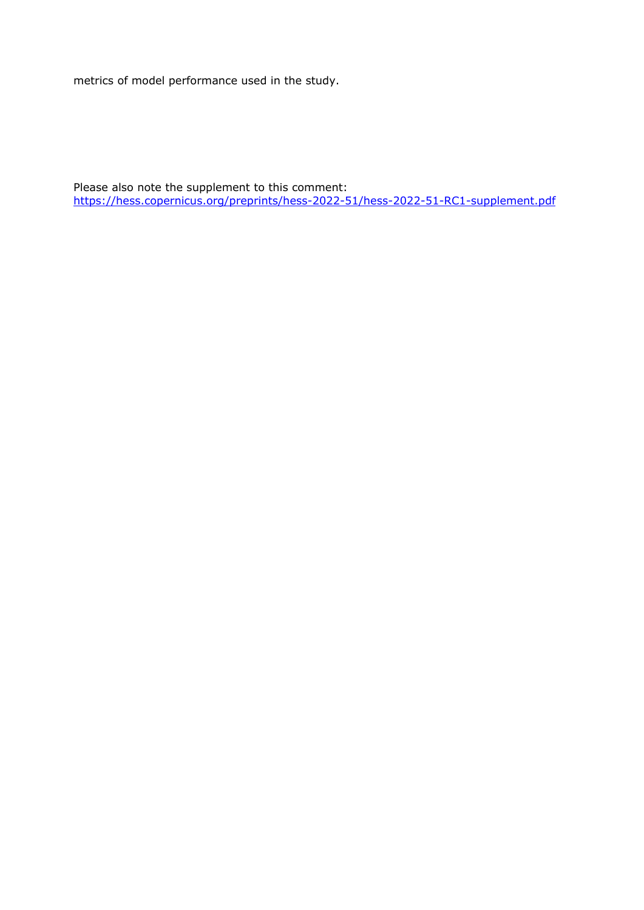metrics of model performance used in the study.

Please also note the supplement to this comment:
https://hess.copernicus.org/preprints/hess-2022-51/hess-2022-51-RC1-supplement.pdf